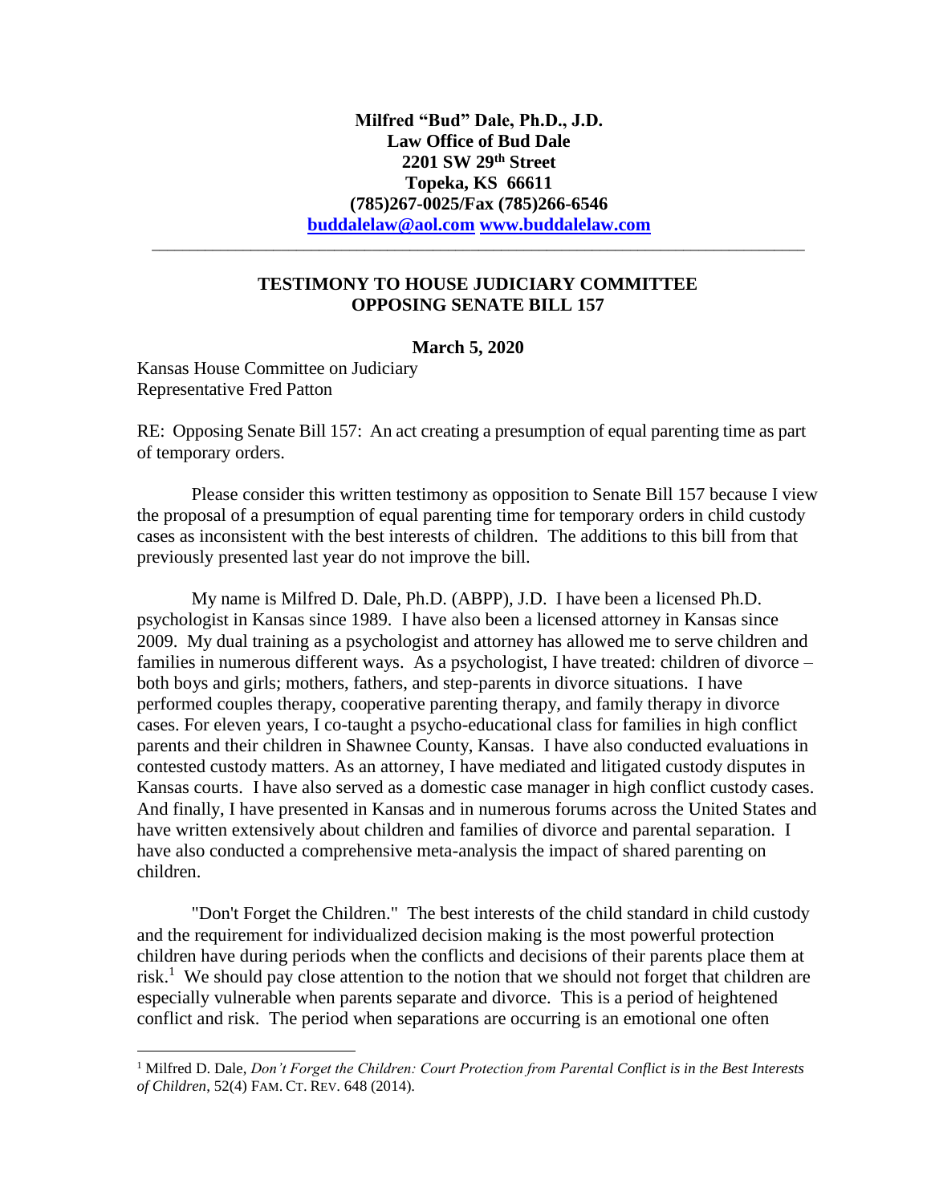**Milfred "Bud" Dale, Ph.D., J.D.**
**Law Office of Bud Dale**
**2201 SW 29th Street**
**Topeka, KS 66611**
**(785)267-0025/Fax (785)266-6546**
**[buddalelaw@aol.com](mailto:buddalelaw@aol.com) [www.buddalelaw.com](http://www.buddalelaw.com)**

---

## TESTIMONY TO HOUSE JUDICIARY COMMITTEE OPPOSING SENATE BILL 157

**March 5, 2020**

Kansas House Committee on Judiciary
Representative Fred Patton

RE: Opposing Senate Bill 157: An act creating a presumption of equal parenting time as part of temporary orders.

Please consider this written testimony as opposition to Senate Bill 157 because I view the proposal of a presumption of equal parenting time for temporary orders in child custody cases as inconsistent with the best interests of children. The additions to this bill from that previously presented last year do not improve the bill.

My name is Milfred D. Dale, Ph.D. (ABPP), J.D. I have been a licensed Ph.D. psychologist in Kansas since 1989. I have also been a licensed attorney in Kansas since 2009. My dual training as a psychologist and attorney has allowed me to serve children and families in numerous different ways. As a psychologist, I have treated: children of divorce – both boys and girls; mothers, fathers, and step-parents in divorce situations. I have performed couples therapy, cooperative parenting therapy, and family therapy in divorce cases. For eleven years, I co-taught a psycho-educational class for families in high conflict parents and their children in Shawnee County, Kansas. I have also conducted evaluations in contested custody matters. As an attorney, I have mediated and litigated custody disputes in Kansas courts. I have also served as a domestic case manager in high conflict custody cases. And finally, I have presented in Kansas and in numerous forums across the United States and have written extensively about children and families of divorce and parental separation. I have also conducted a comprehensive meta-analysis the impact of shared parenting on children.

"Don't Forget the Children." The best interests of the child standard in child custody and the requirement for individualized decision making is the most powerful protection children have during periods when the conflicts and decisions of their parents place them at risk.[1] We should pay close attention to the notion that we should not forget that children are especially vulnerable when parents separate and divorce. This is a period of heightened conflict and risk. The period when separations are occurring is an emotional one often

---

[1] Milfred D. Dale, *Don't Forget the Children: Court Protection from Parental Conflict is in the Best Interests of Children*, 52(4) FAM. CT. REV. 648 (2014).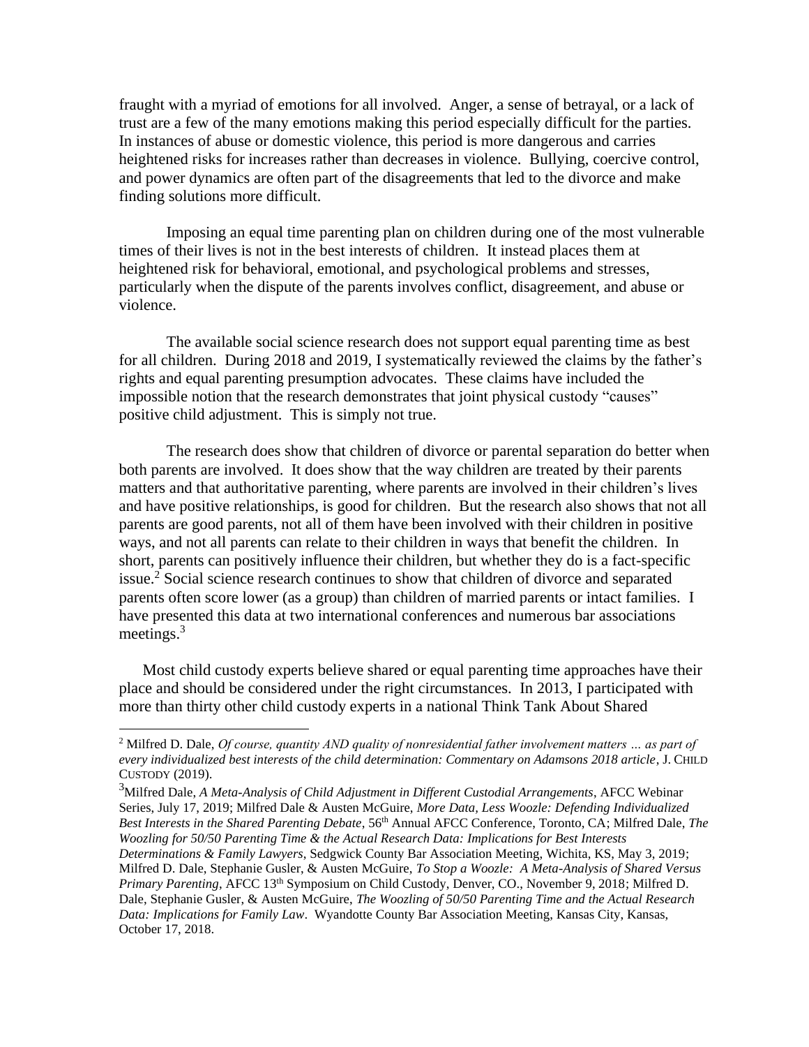fraught with a myriad of emotions for all involved. Anger, a sense of betrayal, or a lack of trust are a few of the many emotions making this period especially difficult for the parties. In instances of abuse or domestic violence, this period is more dangerous and carries heightened risks for increases rather than decreases in violence. Bullying, coercive control, and power dynamics are often part of the disagreements that led to the divorce and make finding solutions more difficult.

Imposing an equal time parenting plan on children during one of the most vulnerable times of their lives is not in the best interests of children. It instead places them at heightened risk for behavioral, emotional, and psychological problems and stresses, particularly when the dispute of the parents involves conflict, disagreement, and abuse or violence.

The available social science research does not support equal parenting time as best for all children. During 2018 and 2019, I systematically reviewed the claims by the father's rights and equal parenting presumption advocates. These claims have included the impossible notion that the research demonstrates that joint physical custody "causes" positive child adjustment. This is simply not true.

The research does show that children of divorce or parental separation do better when both parents are involved. It does show that the way children are treated by their parents matters and that authoritative parenting, where parents are involved in their children's lives and have positive relationships, is good for children. But the research also shows that not all parents are good parents, not all of them have been involved with their children in positive ways, and not all parents can relate to their children in ways that benefit the children. In short, parents can positively influence their children, but whether they do is a fact-specific issue.[2] Social science research continues to show that children of divorce and separated parents often score lower (as a group) than children of married parents or intact families. I have presented this data at two international conferences and numerous bar associations meetings.[3]

Most child custody experts believe shared or equal parenting time approaches have their place and should be considered under the right circumstances. In 2013, I participated with more than thirty other child custody experts in a national Think Tank About Shared

---

[2] Milfred D. Dale, *Of course, quantity AND quality of nonresidential father involvement matters … as part of every individualized best interests of the child determination: Commentary on Adamsons 2018 article*, J. CHILD CUSTODY (2019).

[3] Milfred Dale, *A Meta-Analysis of Child Adjustment in Different Custodial Arrangements*, AFCC Webinar Series, July 17, 2019; Milfred Dale & Austen McGuire, *More Data, Less Woozle: Defending Individualized Best Interests in the Shared Parenting Debate*, 56th Annual AFCC Conference, Toronto, CA; Milfred Dale, *The Woozling for 50/50 Parenting Time & the Actual Research Data: Implications for Best Interests Determinations & Family Lawyers*, Sedgwick County Bar Association Meeting, Wichita, KS, May 3, 2019; Milfred D. Dale, Stephanie Gusler, & Austen McGuire, *To Stop a Woozle: A Meta-Analysis of Shared Versus Primary Parenting*, AFCC 13th Symposium on Child Custody, Denver, CO., November 9, 2018; Milfred D. Dale, Stephanie Gusler, & Austen McGuire, *The Woozling of 50/50 Parenting Time and the Actual Research Data: Implications for Family Law*. Wyandotte County Bar Association Meeting, Kansas City, Kansas, October 17, 2018.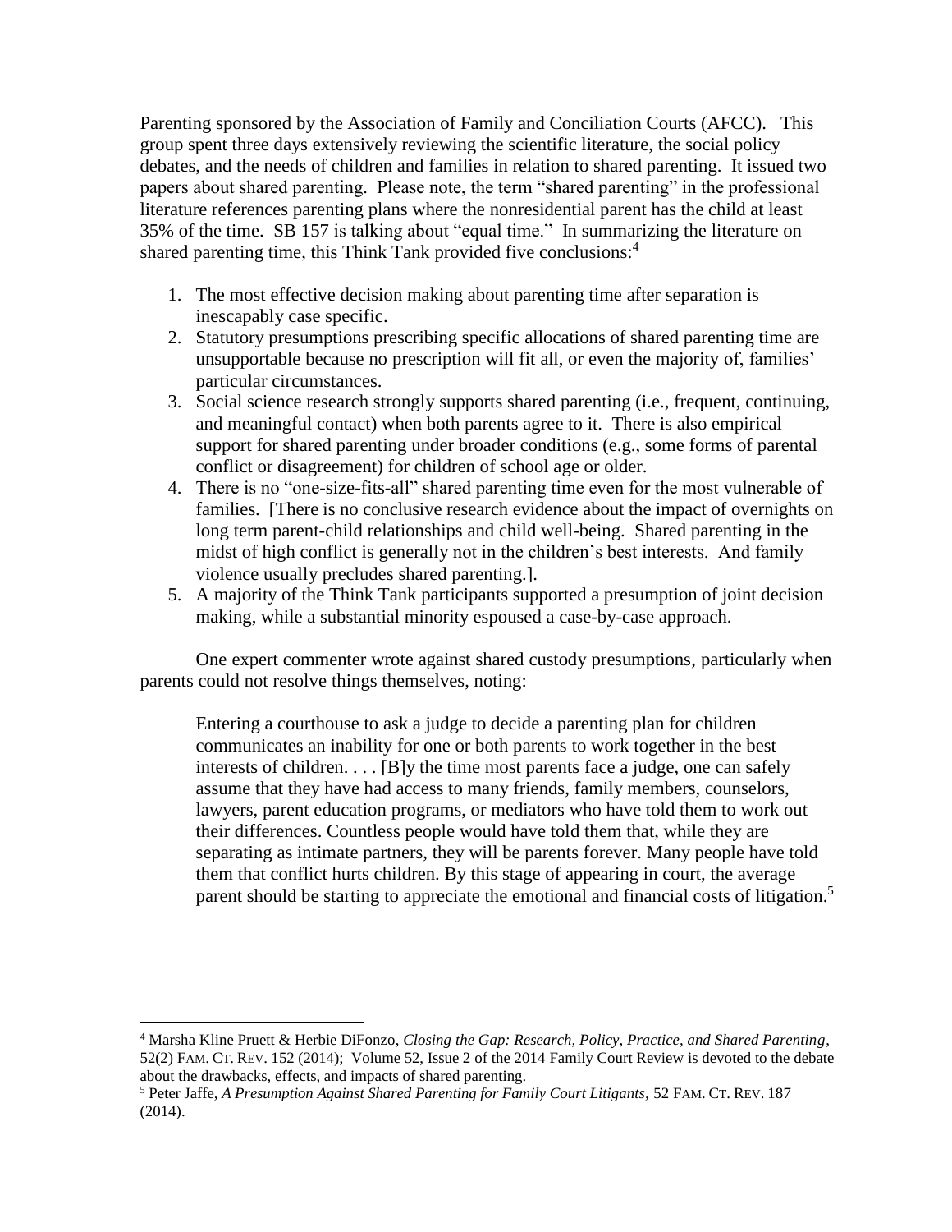Parenting sponsored by the Association of Family and Conciliation Courts (AFCC). This group spent three days extensively reviewing the scientific literature, the social policy debates, and the needs of children and families in relation to shared parenting. It issued two papers about shared parenting. Please note, the term "shared parenting" in the professional literature references parenting plans where the nonresidential parent has the child at least 35% of the time. SB 157 is talking about "equal time." In summarizing the literature on shared parenting time, this Think Tank provided five conclusions:[4]

1. The most effective decision making about parenting time after separation is inescapably case specific.
2. Statutory presumptions prescribing specific allocations of shared parenting time are unsupportable because no prescription will fit all, or even the majority of, families' particular circumstances.
3. Social science research strongly supports shared parenting (i.e., frequent, continuing, and meaningful contact) when both parents agree to it. There is also empirical support for shared parenting under broader conditions (e.g., some forms of parental conflict or disagreement) for children of school age or older.
4. There is no "one-size-fits-all" shared parenting time even for the most vulnerable of families. [There is no conclusive research evidence about the impact of overnights on long term parent-child relationships and child well-being. Shared parenting in the midst of high conflict is generally not in the children's best interests. And family violence usually precludes shared parenting.].
5. A majority of the Think Tank participants supported a presumption of joint decision making, while a substantial minority espoused a case-by-case approach.

One expert commenter wrote against shared custody presumptions, particularly when parents could not resolve things themselves, noting:

> Entering a courthouse to ask a judge to decide a parenting plan for children communicates an inability for one or both parents to work together in the best interests of children. . . . [B]y the time most parents face a judge, one can safely assume that they have had access to many friends, family members, counselors, lawyers, parent education programs, or mediators who have told them to work out their differences. Countless people would have told them that, while they are separating as intimate partners, they will be parents forever. Many people have told them that conflict hurts children. By this stage of appearing in court, the average parent should be starting to appreciate the emotional and financial costs of litigation.[5]

---

[4] Marsha Kline Pruett & Herbie DiFonzo, *Closing the Gap: Research, Policy, Practice, and Shared Parenting*, 52(2) FAM. CT. REV. 152 (2014); Volume 52, Issue 2 of the 2014 Family Court Review is devoted to the debate about the drawbacks, effects, and impacts of shared parenting.

[5] Peter Jaffe, *A Presumption Against Shared Parenting for Family Court Litigants,* 52 FAM. CT. REV. 187 (2014).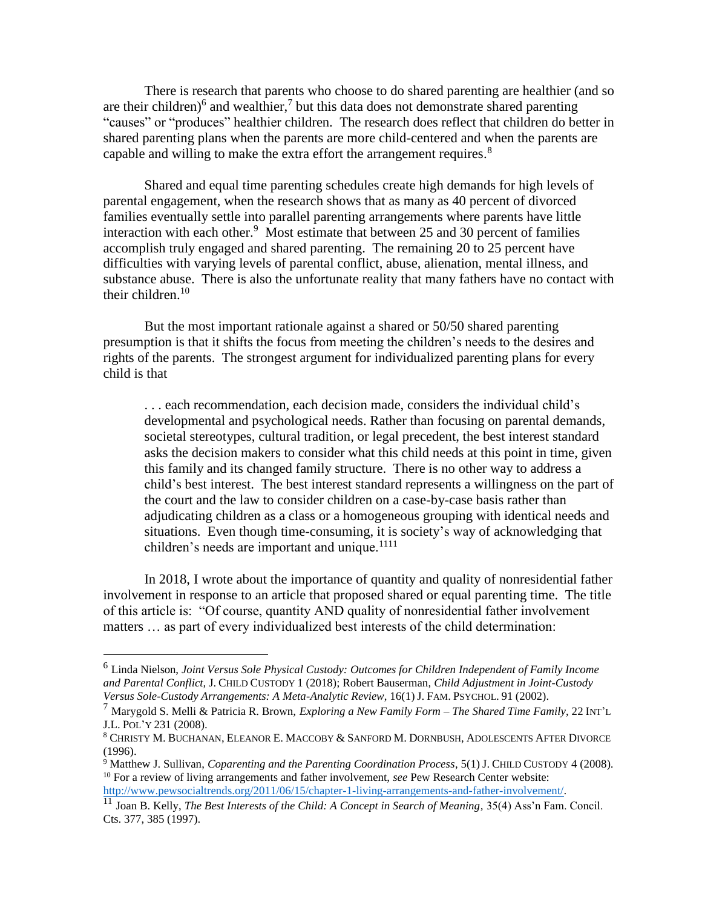There is research that parents who choose to do shared parenting are healthier (and so are their children)[6] and wealthier,[7] but this data does not demonstrate shared parenting "causes" or "produces" healthier children. The research does reflect that children do better in shared parenting plans when the parents are more child-centered and when the parents are capable and willing to make the extra effort the arrangement requires.[8]

Shared and equal time parenting schedules create high demands for high levels of parental engagement, when the research shows that as many as 40 percent of divorced families eventually settle into parallel parenting arrangements where parents have little interaction with each other.[9] Most estimate that between 25 and 30 percent of families accomplish truly engaged and shared parenting. The remaining 20 to 25 percent have difficulties with varying levels of parental conflict, abuse, alienation, mental illness, and substance abuse. There is also the unfortunate reality that many fathers have no contact with their children.[10]

But the most important rationale against a shared or 50/50 shared parenting presumption is that it shifts the focus from meeting the children's needs to the desires and rights of the parents. The strongest argument for individualized parenting plans for every child is that

> . . . each recommendation, each decision made, considers the individual child's developmental and psychological needs. Rather than focusing on parental demands, societal stereotypes, cultural tradition, or legal precedent, the best interest standard asks the decision makers to consider what this child needs at this point in time, given this family and its changed family structure. There is no other way to address a child's best interest. The best interest standard represents a willingness on the part of the court and the law to consider children on a case-by-case basis rather than adjudicating children as a class or a homogeneous grouping with identical needs and situations. Even though time-consuming, it is society's way of acknowledging that children's needs are important and unique.[1111]

In 2018, I wrote about the importance of quantity and quality of nonresidential father involvement in response to an article that proposed shared or equal parenting time. The title of this article is: "Of course, quantity AND quality of nonresidential father involvement matters … as part of every individualized best interests of the child determination:

---

[6] Linda Nielson, *Joint Versus Sole Physical Custody: Outcomes for Children Independent of Family Income and Parental Conflict*, J. CHILD CUSTODY 1 (2018); Robert Bauserman, *Child Adjustment in Joint-Custody Versus Sole-Custody Arrangements: A Meta-Analytic Review*, 16(1) J. FAM. PSYCHOL. 91 (2002).

[7] Marygold S. Melli & Patricia R. Brown, *Exploring a New Family Form – The Shared Time Family*, 22 INT'L J.L. POL'Y 231 (2008).

[8] CHRISTY M. BUCHANAN, ELEANOR E. MACCOBY & SANFORD M. DORNBUSH, ADOLESCENTS AFTER DIVORCE (1996).

[9] Matthew J. Sullivan, *Coparenting and the Parenting Coordination Process*, 5(1) J. CHILD CUSTODY 4 (2008).

[10] For a review of living arrangements and father involvement, *see* Pew Research Center website: http://www.pewsocialtrends.org/2011/06/15/chapter-1-living-arrangements-and-father-involvement/.

[11] Joan B. Kelly, *The Best Interests of the Child: A Concept in Search of Meaning*, 35(4) Ass'n Fam. Concil. Cts. 377, 385 (1997).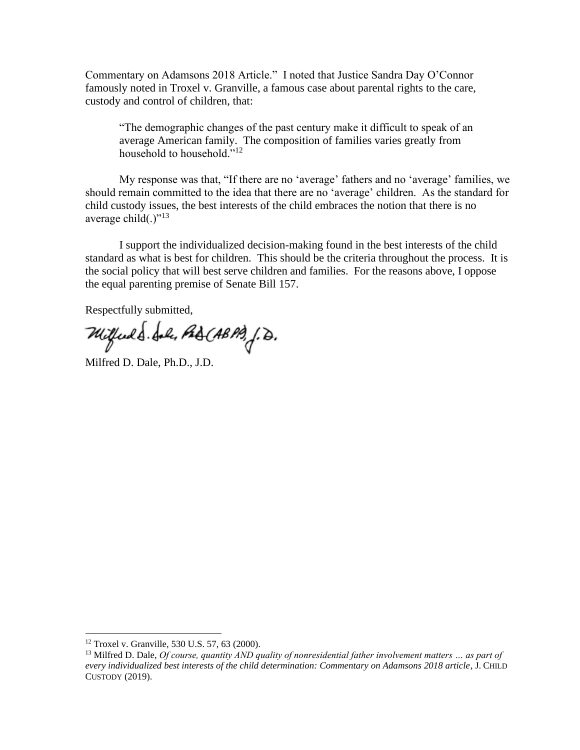Commentary on Adamsons 2018 Article." I noted that Justice Sandra Day O'Connor famously noted in Troxel v. Granville, a famous case about parental rights to the care, custody and control of children, that:

> "The demographic changes of the past century make it difficult to speak of an average American family. The composition of families varies greatly from household to household."[12]

My response was that, "If there are no 'average' fathers and no 'average' families, we should remain committed to the idea that there are no 'average' children. As the standard for child custody issues, the best interests of the child embraces the notion that there is no average child(.)"[13]

I support the individualized decision-making found in the best interests of the child standard as what is best for children. This should be the criteria throughout the process. It is the social policy that will best serve children and families. For the reasons above, I oppose the equal parenting premise of Senate Bill 157.

Respectfully submitted,

Milfred D. Dale, PhD (ABPP), J.D.

Milfred D. Dale, Ph.D., J.D.

---

[12] Troxel v. Granville, 530 U.S. 57, 63 (2000).

[13] Milfred D. Dale, *Of course, quantity AND quality of nonresidential father involvement matters … as part of every individualized best interests of the child determination: Commentary on Adamsons 2018 article*, J. CHILD CUSTODY (2019).